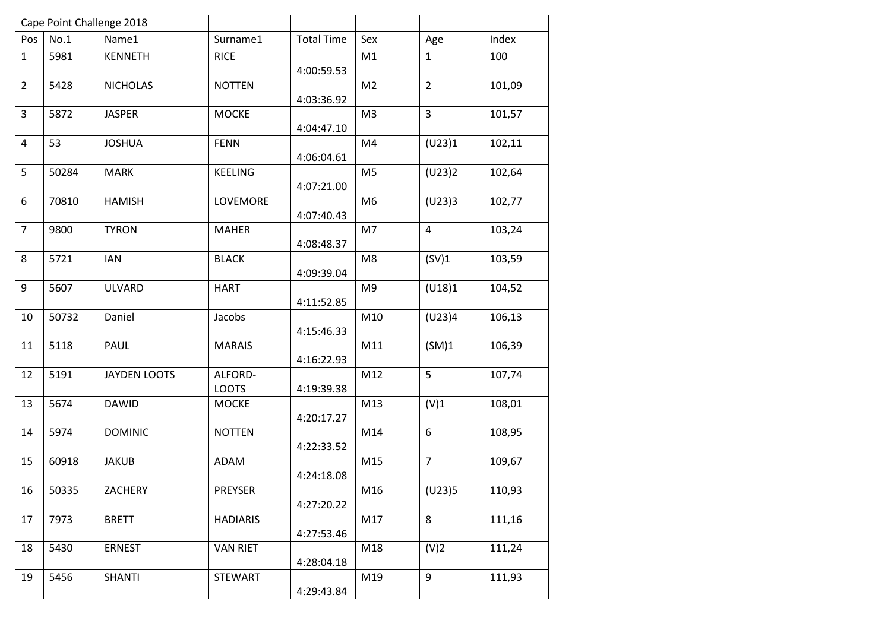| Cape Point Challenge 2018 | | | | | | | |
|---|---|---|---|---|---|---|---|
| Pos | No.1 | Name1 | Surname1 | Total Time | Sex | Age | Index |
| 1 | 5981 | KENNETH | RICE | 4:00:59.53 | M1 | 1 | 100 |
| 2 | 5428 | NICHOLAS | NOTTEN | 4:03:36.92 | M2 | 2 | 101,09 |
| 3 | 5872 | JASPER | MOCKE | 4:04:47.10 | M3 | 3 | 101,57 |
| 4 | 53 | JOSHUA | FENN | 4:06:04.61 | M4 | (U23)1 | 102,11 |
| 5 | 50284 | MARK | KEELING | 4:07:21.00 | M5 | (U23)2 | 102,64 |
| 6 | 70810 | HAMISH | LOVEMORE | 4:07:40.43 | M6 | (U23)3 | 102,77 |
| 7 | 9800 | TYRON | MAHER | 4:08:48.37 | M7 | 4 | 103,24 |
| 8 | 5721 | IAN | BLACK | 4:09:39.04 | M8 | (SV)1 | 103,59 |
| 9 | 5607 | ULVARD | HART | 4:11:52.85 | M9 | (U18)1 | 104,52 |
| 10 | 50732 | Daniel | Jacobs | 4:15:46.33 | M10 | (U23)4 | 106,13 |
| 11 | 5118 | PAUL | MARAIS | 4:16:22.93 | M11 | (SM)1 | 106,39 |
| 12 | 5191 | JAYDEN LOOTS | ALFORD-LOOTS | 4:19:39.38 | M12 | 5 | 107,74 |
| 13 | 5674 | DAWID | MOCKE | 4:20:17.27 | M13 | (V)1 | 108,01 |
| 14 | 5974 | DOMINIC | NOTTEN | 4:22:33.52 | M14 | 6 | 108,95 |
| 15 | 60918 | JAKUB | ADAM | 4:24:18.08 | M15 | 7 | 109,67 |
| 16 | 50335 | ZACHERY | PREYSER | 4:27:20.22 | M16 | (U23)5 | 110,93 |
| 17 | 7973 | BRETT | HADIARIS | 4:27:53.46 | M17 | 8 | 111,16 |
| 18 | 5430 | ERNEST | VAN RIET | 4:28:04.18 | M18 | (V)2 | 111,24 |
| 19 | 5456 | SHANTI | STEWART | 4:29:43.84 | M19 | 9 | 111,93 |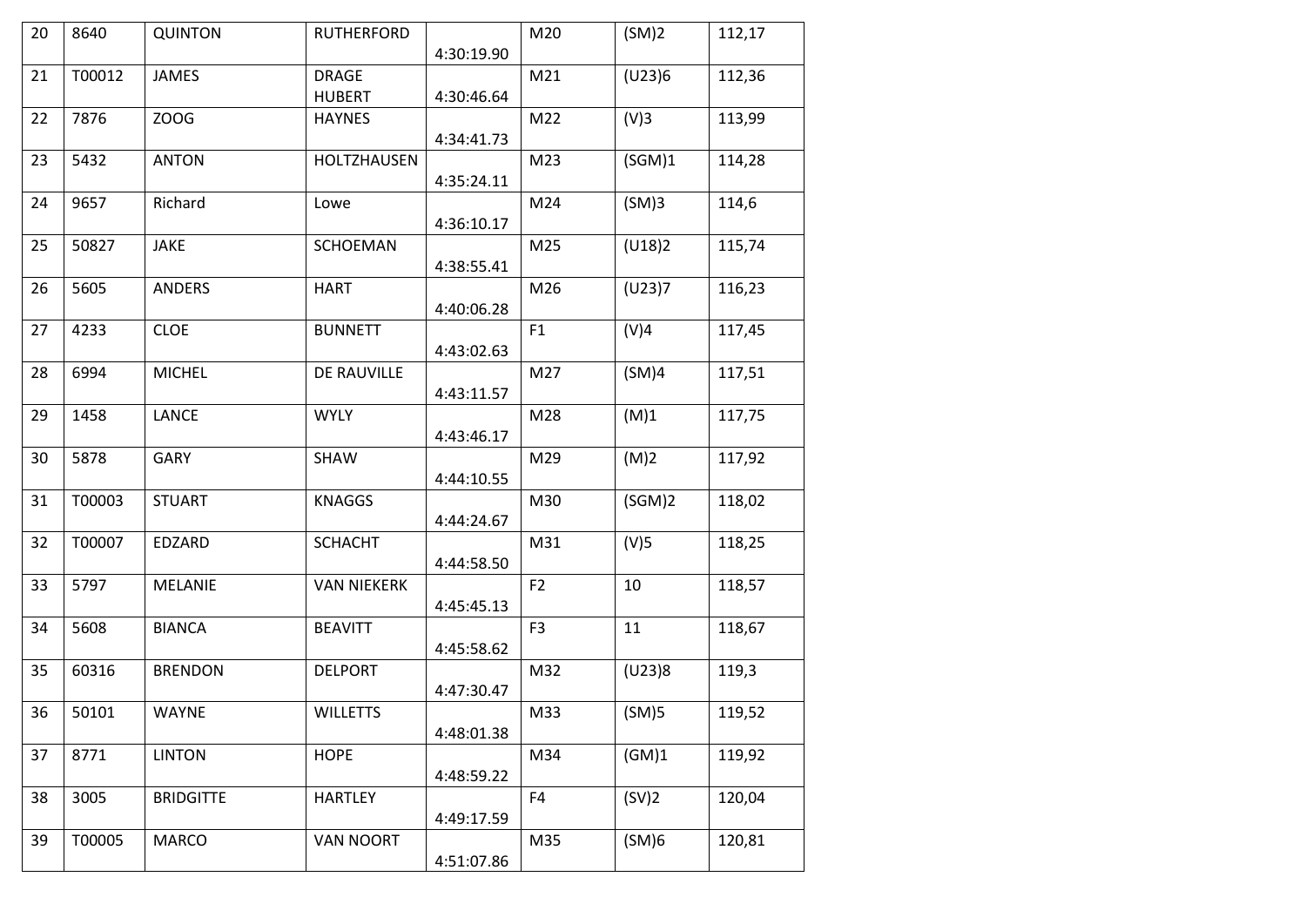| 20 | 8640 | QUINTON | RUTHERFORD | 4:30:19.90 | M20 | (SM)2 | 112,17 |
|---|---|---|---|---|---|---|---|
| 21 | T00012 | JAMES | DRAGE HUBERT | 4:30:46.64 | M21 | (U23)6 | 112,36 |
| 22 | 7876 | ZOOG | HAYNES | 4:34:41.73 | M22 | (V)3 | 113,99 |
| 23 | 5432 | ANTON | HOLTZHAUSEN | 4:35:24.11 | M23 | (SGM)1 | 114,28 |
| 24 | 9657 | Richard | Lowe | 4:36:10.17 | M24 | (SM)3 | 114,6 |
| 25 | 50827 | JAKE | SCHOEMAN | 4:38:55.41 | M25 | (U18)2 | 115,74 |
| 26 | 5605 | ANDERS | HART | 4:40:06.28 | M26 | (U23)7 | 116,23 |
| 27 | 4233 | CLOE | BUNNETT | 4:43:02.63 | F1 | (V)4 | 117,45 |
| 28 | 6994 | MICHEL | DE RAUVILLE | 4:43:11.57 | M27 | (SM)4 | 117,51 |
| 29 | 1458 | LANCE | WYLY | 4:43:46.17 | M28 | (M)1 | 117,75 |
| 30 | 5878 | GARY | SHAW | 4:44:10.55 | M29 | (M)2 | 117,92 |
| 31 | T00003 | STUART | KNAGGS | 4:44:24.67 | M30 | (SGM)2 | 118,02 |
| 32 | T00007 | EDZARD | SCHACHT | 4:44:58.50 | M31 | (V)5 | 118,25 |
| 33 | 5797 | MELANIE | VAN NIEKERK | 4:45:45.13 | F2 | 10 | 118,57 |
| 34 | 5608 | BIANCA | BEAVITT | 4:45:58.62 | F3 | 11 | 118,67 |
| 35 | 60316 | BRENDON | DELPORT | 4:47:30.47 | M32 | (U23)8 | 119,3 |
| 36 | 50101 | WAYNE | WILLETTS | 4:48:01.38 | M33 | (SM)5 | 119,52 |
| 37 | 8771 | LINTON | HOPE | 4:48:59.22 | M34 | (GM)1 | 119,92 |
| 38 | 3005 | BRIDGITTE | HARTLEY | 4:49:17.59 | F4 | (SV)2 | 120,04 |
| 39 | T00005 | MARCO | VAN NOORT | 4:51:07.86 | M35 | (SM)6 | 120,81 |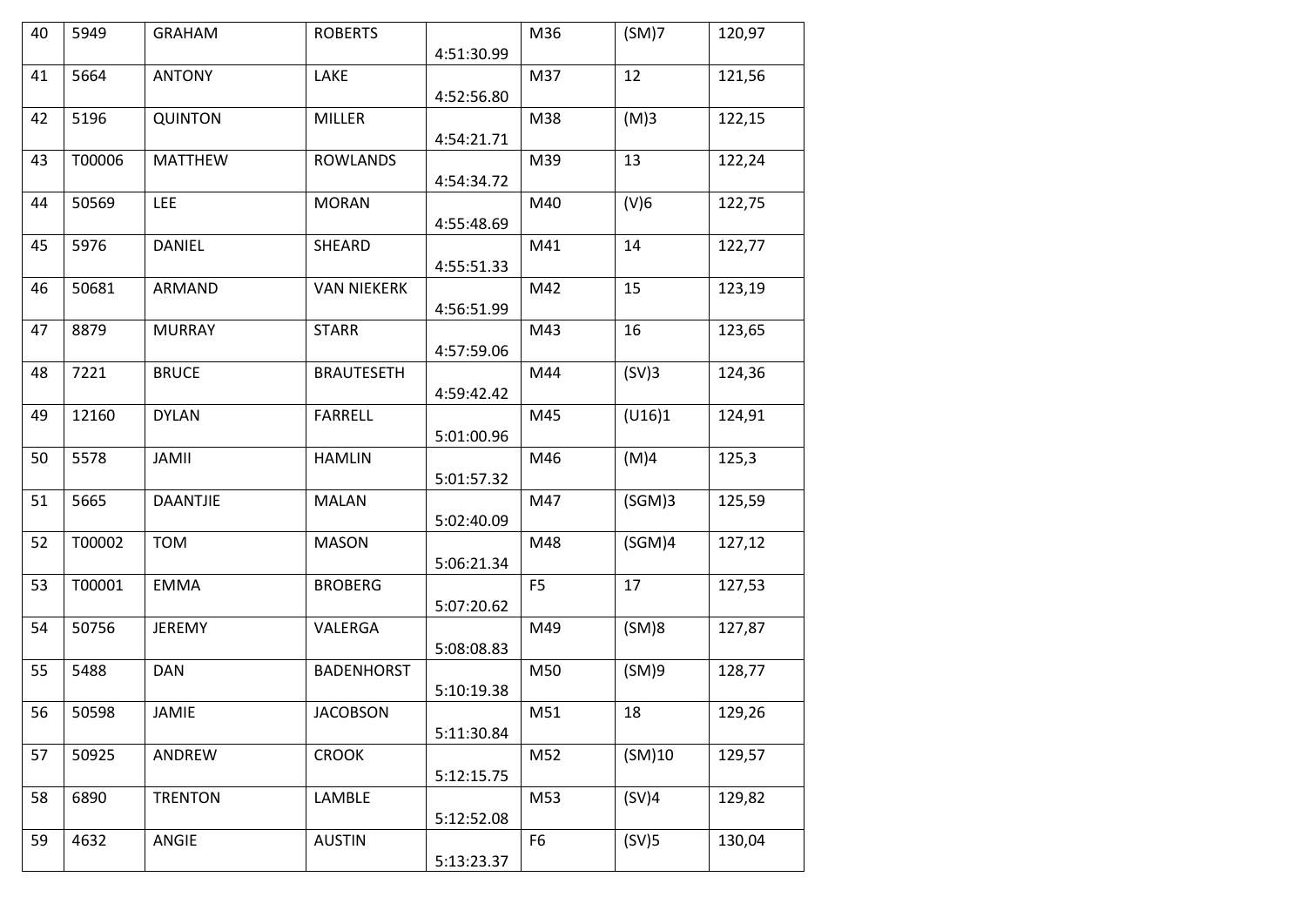| 40 | 5949 | GRAHAM | ROBERTS | 4:51:30.99 | M36 | (SM)7 | 120,97 |
|---|---|---|---|---|---|---|---|
| 41 | 5664 | ANTONY | LAKE | 4:52:56.80 | M37 | 12 | 121,56 |
| 42 | 5196 | QUINTON | MILLER | 4:54:21.71 | M38 | (M)3 | 122,15 |
| 43 | T00006 | MATTHEW | ROWLANDS | 4:54:34.72 | M39 | 13 | 122,24 |
| 44 | 50569 | LEE | MORAN | 4:55:48.69 | M40 | (V)6 | 122,75 |
| 45 | 5976 | DANIEL | SHEARD | 4:55:51.33 | M41 | 14 | 122,77 |
| 46 | 50681 | ARMAND | VAN NIEKERK | 4:56:51.99 | M42 | 15 | 123,19 |
| 47 | 8879 | MURRAY | STARR | 4:57:59.06 | M43 | 16 | 123,65 |
| 48 | 7221 | BRUCE | BRAUTESETH | 4:59:42.42 | M44 | (SV)3 | 124,36 |
| 49 | 12160 | DYLAN | FARRELL | 5:01:00.96 | M45 | (U16)1 | 124,91 |
| 50 | 5578 | JAMII | HAMLIN | 5:01:57.32 | M46 | (M)4 | 125,3 |
| 51 | 5665 | DAANTJIE | MALAN | 5:02:40.09 | M47 | (SGM)3 | 125,59 |
| 52 | T00002 | TOM | MASON | 5:06:21.34 | M48 | (SGM)4 | 127,12 |
| 53 | T00001 | EMMA | BROBERG | 5:07:20.62 | F5 | 17 | 127,53 |
| 54 | 50756 | JEREMY | VALERGA | 5:08:08.83 | M49 | (SM)8 | 127,87 |
| 55 | 5488 | DAN | BADENHORST | 5:10:19.38 | M50 | (SM)9 | 128,77 |
| 56 | 50598 | JAMIE | JACOBSON | 5:11:30.84 | M51 | 18 | 129,26 |
| 57 | 50925 | ANDREW | CROOK | 5:12:15.75 | M52 | (SM)10 | 129,57 |
| 58 | 6890 | TRENTON | LAMBLE | 5:12:52.08 | M53 | (SV)4 | 129,82 |
| 59 | 4632 | ANGIE | AUSTIN | 5:13:23.37 | F6 | (SV)5 | 130,04 |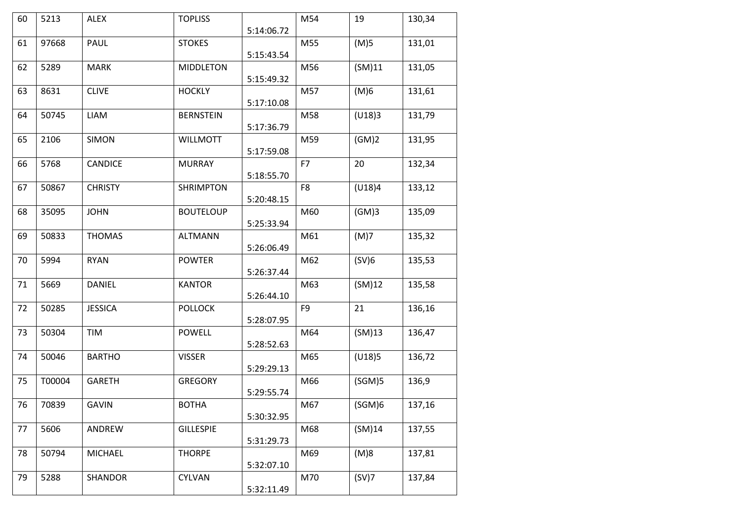| 60 | 5213 | ALEX | TOPLISS | 5:14:06.72 | M54 | 19 | 130,34 |
|---|---|---|---|---|---|---|---|
| 61 | 97668 | PAUL | STOKES | 5:15:43.54 | M55 | (M)5 | 131,01 |
| 62 | 5289 | MARK | MIDDLETON | 5:15:49.32 | M56 | (SM)11 | 131,05 |
| 63 | 8631 | CLIVE | HOCKLY | 5:17:10.08 | M57 | (M)6 | 131,61 |
| 64 | 50745 | LIAM | BERNSTEIN | 5:17:36.79 | M58 | (U18)3 | 131,79 |
| 65 | 2106 | SIMON | WILLMOTT | 5:17:59.08 | M59 | (GM)2 | 131,95 |
| 66 | 5768 | CANDICE | MURRAY | 5:18:55.70 | F7 | 20 | 132,34 |
| 67 | 50867 | CHRISTY | SHRIMPTON | 5:20:48.15 | F8 | (U18)4 | 133,12 |
| 68 | 35095 | JOHN | BOUTELOUP | 5:25:33.94 | M60 | (GM)3 | 135,09 |
| 69 | 50833 | THOMAS | ALTMANN | 5:26:06.49 | M61 | (M)7 | 135,32 |
| 70 | 5994 | RYAN | POWTER | 5:26:37.44 | M62 | (SV)6 | 135,53 |
| 71 | 5669 | DANIEL | KANTOR | 5:26:44.10 | M63 | (SM)12 | 135,58 |
| 72 | 50285 | JESSICA | POLLOCK | 5:28:07.95 | F9 | 21 | 136,16 |
| 73 | 50304 | TIM | POWELL | 5:28:52.63 | M64 | (SM)13 | 136,47 |
| 74 | 50046 | BARTHO | VISSER | 5:29:29.13 | M65 | (U18)5 | 136,72 |
| 75 | T00004 | GARETH | GREGORY | 5:29:55.74 | M66 | (SGM)5 | 136,9 |
| 76 | 70839 | GAVIN | BOTHA | 5:30:32.95 | M67 | (SGM)6 | 137,16 |
| 77 | 5606 | ANDREW | GILLESPIE | 5:31:29.73 | M68 | (SM)14 | 137,55 |
| 78 | 50794 | MICHAEL | THORPE | 5:32:07.10 | M69 | (M)8 | 137,81 |
| 79 | 5288 | SHANDOR | CYLVAN | 5:32:11.49 | M70 | (SV)7 | 137,84 |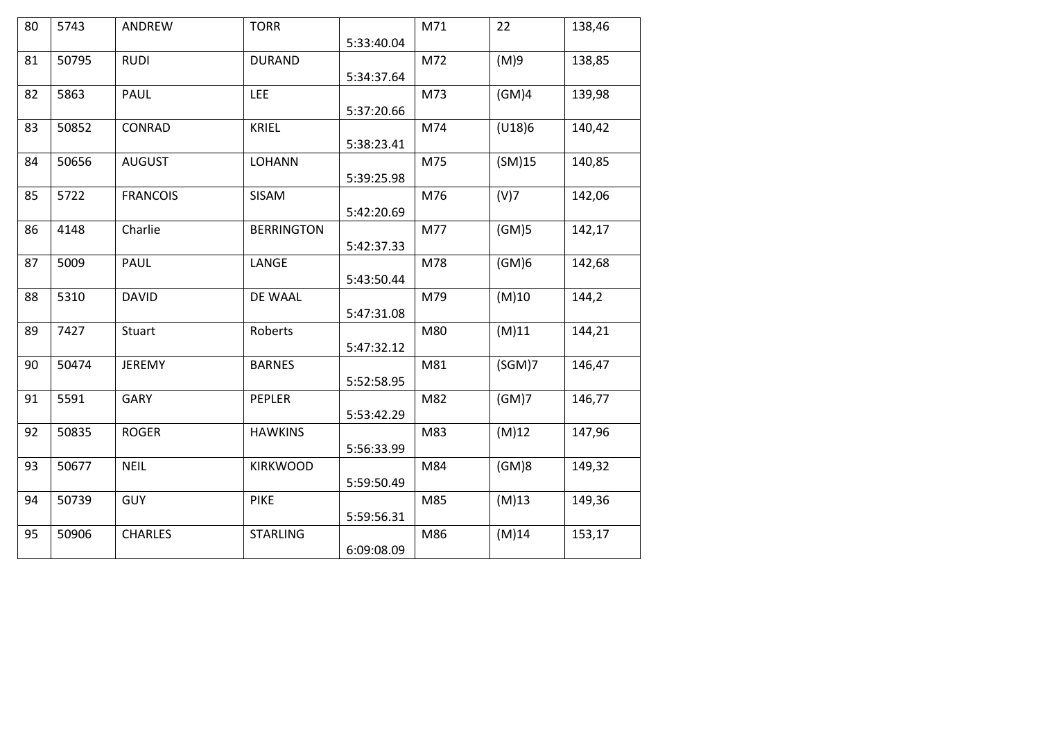| 80 | 5743 | ANDREW | TORR | 5:33:40.04 | M71 | 22 | 138,46 |
|---|---|---|---|---|---|---|---|
| 81 | 50795 | RUDI | DURAND | 5:34:37.64 | M72 | (M)9 | 138,85 |
| 82 | 5863 | PAUL | LEE | 5:37:20.66 | M73 | (GM)4 | 139,98 |
| 83 | 50852 | CONRAD | KRIEL | 5:38:23.41 | M74 | (U18)6 | 140,42 |
| 84 | 50656 | AUGUST | LOHANN | 5:39:25.98 | M75 | (SM)15 | 140,85 |
| 85 | 5722 | FRANCOIS | SISAM | 5:42:20.69 | M76 | (V)7 | 142,06 |
| 86 | 4148 | Charlie | BERRINGTON | 5:42:37.33 | M77 | (GM)5 | 142,17 |
| 87 | 5009 | PAUL | LANGE | 5:43:50.44 | M78 | (GM)6 | 142,68 |
| 88 | 5310 | DAVID | DE WAAL | 5:47:31.08 | M79 | (M)10 | 144,2 |
| 89 | 7427 | Stuart | Roberts | 5:47:32.12 | M80 | (M)11 | 144,21 |
| 90 | 50474 | JEREMY | BARNES | 5:52:58.95 | M81 | (SGM)7 | 146,47 |
| 91 | 5591 | GARY | PEPLER | 5:53:42.29 | M82 | (GM)7 | 146,77 |
| 92 | 50835 | ROGER | HAWKINS | 5:56:33.99 | M83 | (M)12 | 147,96 |
| 93 | 50677 | NEIL | KIRKWOOD | 5:59:50.49 | M84 | (GM)8 | 149,32 |
| 94 | 50739 | GUY | PIKE | 5:59:56.31 | M85 | (M)13 | 149,36 |
| 95 | 50906 | CHARLES | STARLING | 6:09:08.09 | M86 | (M)14 | 153,17 |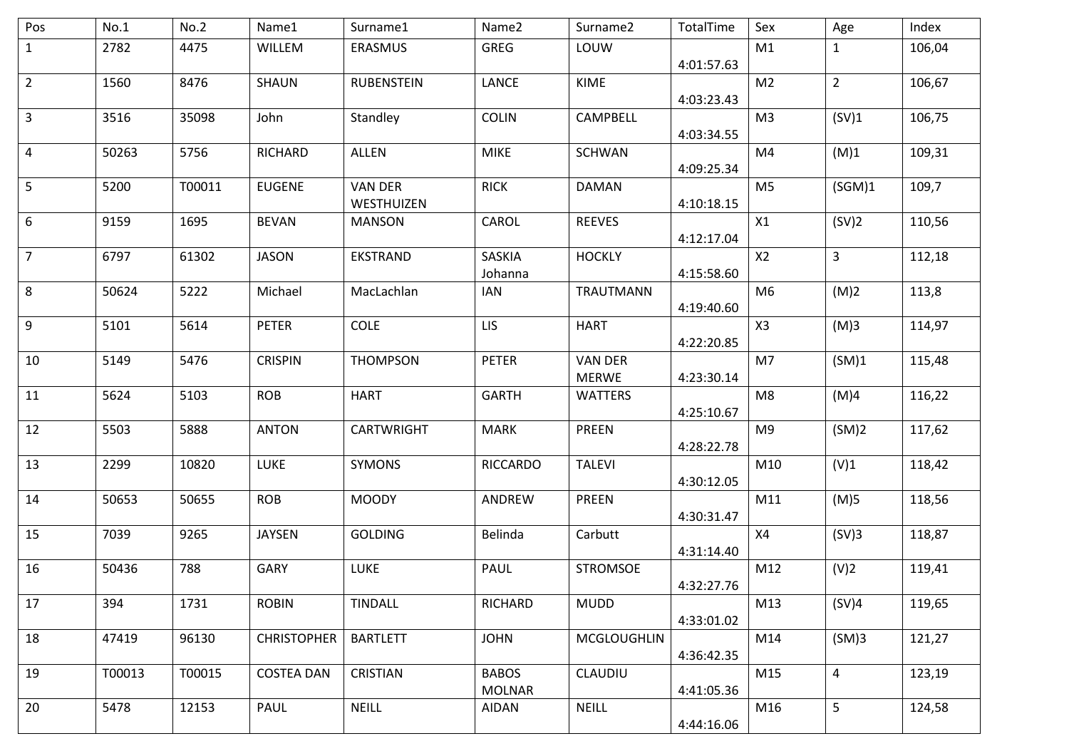| Pos | No.1 | No.2 | Name1 | Surname1 | Name2 | Surname2 | TotalTime | Sex | Age | Index |
|---|---|---|---|---|---|---|---|---|---|---|
| 1 | 2782 | 4475 | WILLEM | ERASMUS | GREG | LOUW | 4:01:57.63 | M1 | 1 | 106,04 |
| 2 | 1560 | 8476 | SHAUN | RUBENSTEIN | LANCE | KIME | 4:03:23.43 | M2 | 2 | 106,67 |
| 3 | 3516 | 35098 | John | Standley | COLIN | CAMPBELL | 4:03:34.55 | M3 | (SV)1 | 106,75 |
| 4 | 50263 | 5756 | RICHARD | ALLEN | MIKE | SCHWAN | 4:09:25.34 | M4 | (M)1 | 109,31 |
| 5 | 5200 | T00011 | EUGENE | VAN DER WESTHUIZEN | RICK | DAMAN | 4:10:18.15 | M5 | (SGM)1 | 109,7 |
| 6 | 9159 | 1695 | BEVAN | MANSON | CAROL | REEVES | 4:12:17.04 | X1 | (SV)2 | 110,56 |
| 7 | 6797 | 61302 | JASON | EKSTRAND | SASKIA Johanna | HOCKLY | 4:15:58.60 | X2 | 3 | 112,18 |
| 8 | 50624 | 5222 | Michael | MacLachlan | IAN | TRAUTMANN | 4:19:40.60 | M6 | (M)2 | 113,8 |
| 9 | 5101 | 5614 | PETER | COLE | LIS | HART | 4:22:20.85 | X3 | (M)3 | 114,97 |
| 10 | 5149 | 5476 | CRISPIN | THOMPSON | PETER | VAN DER MERWE | 4:23:30.14 | M7 | (SM)1 | 115,48 |
| 11 | 5624 | 5103 | ROB | HART | GARTH | WATTERS | 4:25:10.67 | M8 | (M)4 | 116,22 |
| 12 | 5503 | 5888 | ANTON | CARTWRIGHT | MARK | PREEN | 4:28:22.78 | M9 | (SM)2 | 117,62 |
| 13 | 2299 | 10820 | LUKE | SYMONS | RICCARDO | TALEVI | 4:30:12.05 | M10 | (V)1 | 118,42 |
| 14 | 50653 | 50655 | ROB | MOODY | ANDREW | PREEN | 4:30:31.47 | M11 | (M)5 | 118,56 |
| 15 | 7039 | 9265 | JAYSEN | GOLDING | Belinda | Carbutt | 4:31:14.40 | X4 | (SV)3 | 118,87 |
| 16 | 50436 | 788 | GARY | LUKE | PAUL | STROMSOE | 4:32:27.76 | M12 | (V)2 | 119,41 |
| 17 | 394 | 1731 | ROBIN | TINDALL | RICHARD | MUDD | 4:33:01.02 | M13 | (SV)4 | 119,65 |
| 18 | 47419 | 96130 | CHRISTOPHER | BARTLETT | JOHN | MCGLOUGHLIN | 4:36:42.35 | M14 | (SM)3 | 121,27 |
| 19 | T00013 | T00015 | COSTEA DAN | CRISTIAN | BABOS MOLNAR | CLAUDIU | 4:41:05.36 | M15 | 4 | 123,19 |
| 20 | 5478 | 12153 | PAUL | NEILL | AIDAN | NEILL | 4:44:16.06 | M16 | 5 | 124,58 |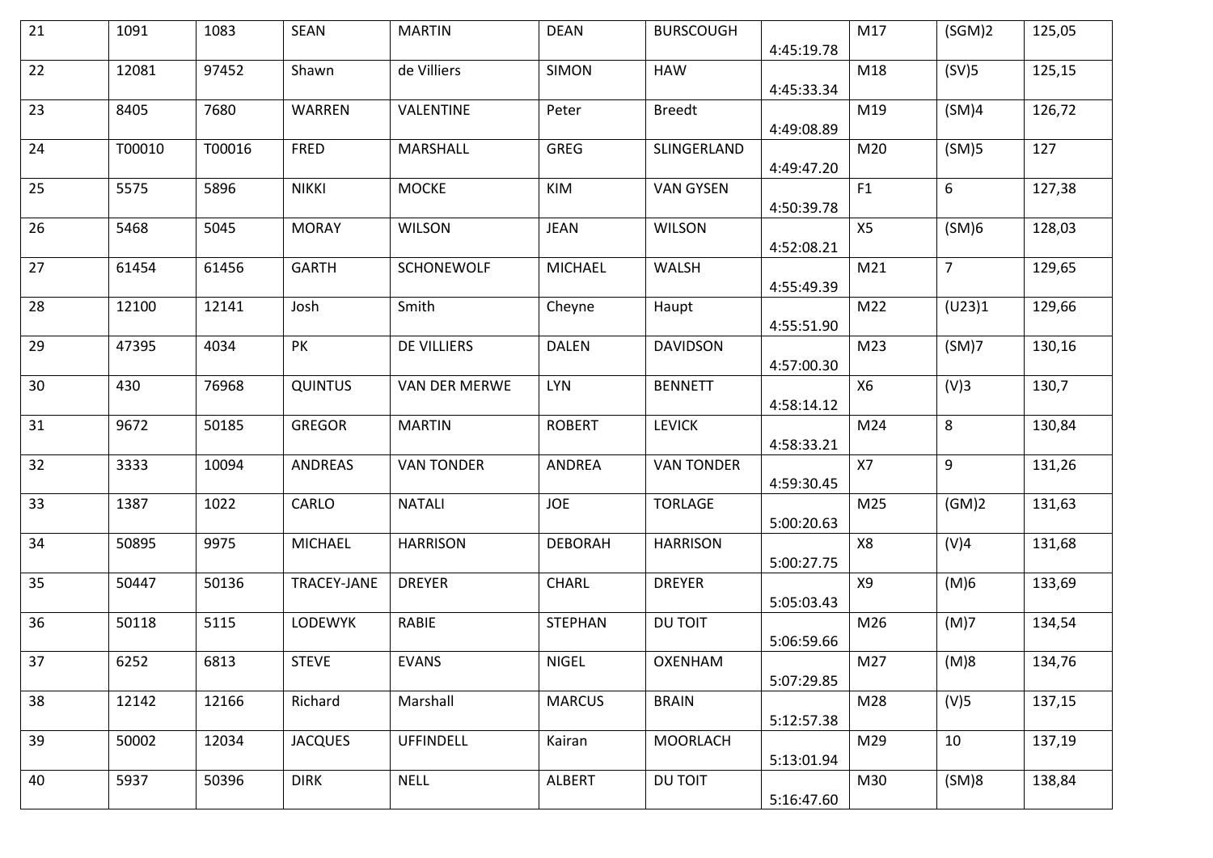| 21 | 1091 | 1083 | SEAN | MARTIN | DEAN | BURSCOUGH | 4:45:19.78 | M17 | (SGM)2 | 125,05 |
|---|---|---|---|---|---|---|---|---|---|---|
| 22 | 12081 | 97452 | Shawn | de Villiers | SIMON | HAW | 4:45:33.34 | M18 | (SV)5 | 125,15 |
| 23 | 8405 | 7680 | WARREN | VALENTINE | Peter | Breedt | 4:49:08.89 | M19 | (SM)4 | 126,72 |
| 24 | T00010 | T00016 | FRED | MARSHALL | GREG | SLINGERLAND | 4:49:47.20 | M20 | (SM)5 | 127 |
| 25 | 5575 | 5896 | NIKKI | MOCKE | KIM | VAN GYSEN | 4:50:39.78 | F1 | 6 | 127,38 |
| 26 | 5468 | 5045 | MORAY | WILSON | JEAN | WILSON | 4:52:08.21 | X5 | (SM)6 | 128,03 |
| 27 | 61454 | 61456 | GARTH | SCHONEWOLF | MICHAEL | WALSH | 4:55:49.39 | M21 | 7 | 129,65 |
| 28 | 12100 | 12141 | Josh | Smith | Cheyne | Haupt | 4:55:51.90 | M22 | (U23)1 | 129,66 |
| 29 | 47395 | 4034 | PK | DE VILLIERS | DALEN | DAVIDSON | 4:57:00.30 | M23 | (SM)7 | 130,16 |
| 30 | 430 | 76968 | QUINTUS | VAN DER MERWE | LYN | BENNETT | 4:58:14.12 | X6 | (V)3 | 130,7 |
| 31 | 9672 | 50185 | GREGOR | MARTIN | ROBERT | LEVICK | 4:58:33.21 | M24 | 8 | 130,84 |
| 32 | 3333 | 10094 | ANDREAS | VAN TONDER | ANDREA | VAN TONDER | 4:59:30.45 | X7 | 9 | 131,26 |
| 33 | 1387 | 1022 | CARLO | NATALI | JOE | TORLAGE | 5:00:20.63 | M25 | (GM)2 | 131,63 |
| 34 | 50895 | 9975 | MICHAEL | HARRISON | DEBORAH | HARRISON | 5:00:27.75 | X8 | (V)4 | 131,68 |
| 35 | 50447 | 50136 | TRACEY-JANE | DREYER | CHARL | DREYER | 5:05:03.43 | X9 | (M)6 | 133,69 |
| 36 | 50118 | 5115 | LODEWYK | RABIE | STEPHAN | DU TOIT | 5:06:59.66 | M26 | (M)7 | 134,54 |
| 37 | 6252 | 6813 | STEVE | EVANS | NIGEL | OXENHAM | 5:07:29.85 | M27 | (M)8 | 134,76 |
| 38 | 12142 | 12166 | Richard | Marshall | MARCUS | BRAIN | 5:12:57.38 | M28 | (V)5 | 137,15 |
| 39 | 50002 | 12034 | JACQUES | UFFINDELL | Kairan | MOORLACH | 5:13:01.94 | M29 | 10 | 137,19 |
| 40 | 5937 | 50396 | DIRK | NELL | ALBERT | DU TOIT | 5:16:47.60 | M30 | (SM)8 | 138,84 |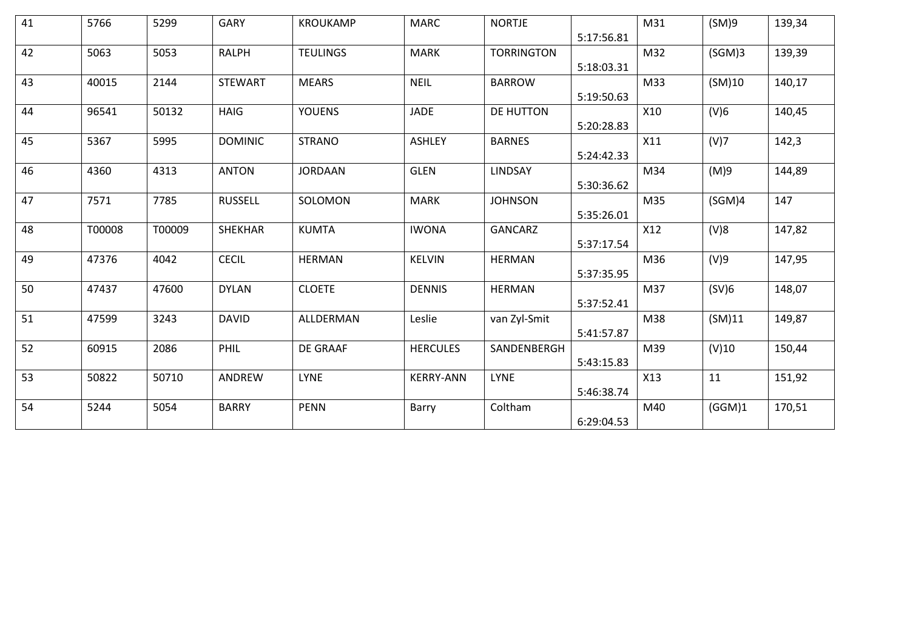| | | | | | | | | | | |
|---|---|---|---|---|---|---|---|---|---|---|
| 41 | 5766 | 5299 | GARY | KROUKAMP | MARC | NORTJE | 5:17:56.81 | M31 | (SM)9 | 139,34 |
| 42 | 5063 | 5053 | RALPH | TEULINGS | MARK | TORRINGTON | 5:18:03.31 | M32 | (SGM)3 | 139,39 |
| 43 | 40015 | 2144 | STEWART | MEARS | NEIL | BARROW | 5:19:50.63 | M33 | (SM)10 | 140,17 |
| 44 | 96541 | 50132 | HAIG | YOUENS | JADE | DE HUTTON | 5:20:28.83 | X10 | (V)6 | 140,45 |
| 45 | 5367 | 5995 | DOMINIC | STRANO | ASHLEY | BARNES | 5:24:42.33 | X11 | (V)7 | 142,3 |
| 46 | 4360 | 4313 | ANTON | JORDAAN | GLEN | LINDSAY | 5:30:36.62 | M34 | (M)9 | 144,89 |
| 47 | 7571 | 7785 | RUSSELL | SOLOMON | MARK | JOHNSON | 5:35:26.01 | M35 | (SGM)4 | 147 |
| 48 | T00008 | T00009 | SHEKHAR | KUMTA | IWONA | GANCARZ | 5:37:17.54 | X12 | (V)8 | 147,82 |
| 49 | 47376 | 4042 | CECIL | HERMAN | KELVIN | HERMAN | 5:37:35.95 | M36 | (V)9 | 147,95 |
| 50 | 47437 | 47600 | DYLAN | CLOETE | DENNIS | HERMAN | 5:37:52.41 | M37 | (SV)6 | 148,07 |
| 51 | 47599 | 3243 | DAVID | ALLDERMAN | Leslie | van Zyl-Smit | 5:41:57.87 | M38 | (SM)11 | 149,87 |
| 52 | 60915 | 2086 | PHIL | DE GRAAF | HERCULES | SANDENBERGH | 5:43:15.83 | M39 | (V)10 | 150,44 |
| 53 | 50822 | 50710 | ANDREW | LYNE | KERRY-ANN | LYNE | 5:46:38.74 | X13 | 11 | 151,92 |
| 54 | 5244 | 5054 | BARRY | PENN | Barry | Coltham | 6:29:04.53 | M40 | (GGM)1 | 170,51 |